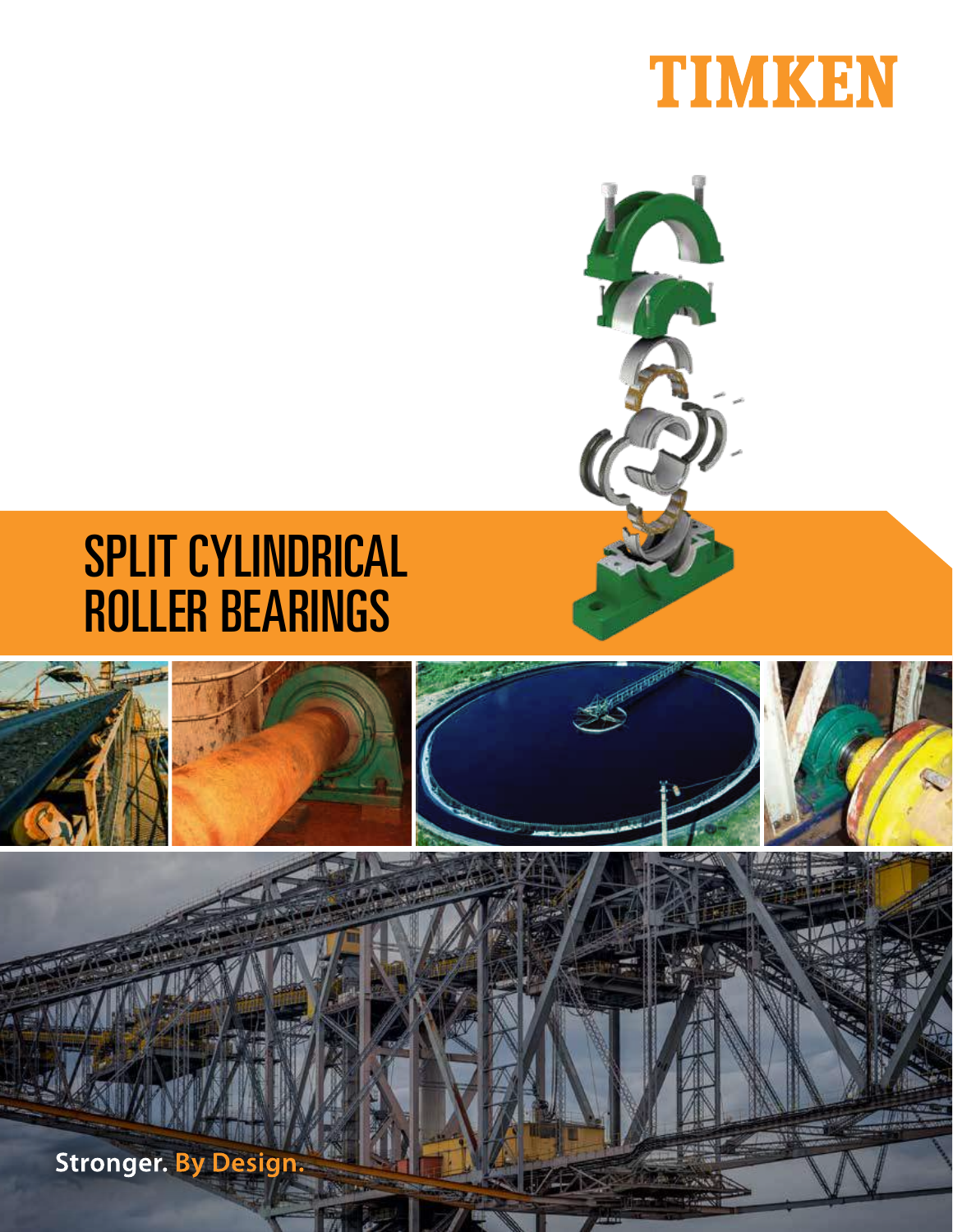TIMKEN

# SPLIT CYLINDRICAL ROLLER BEARINGS

**Stronger.** By Design.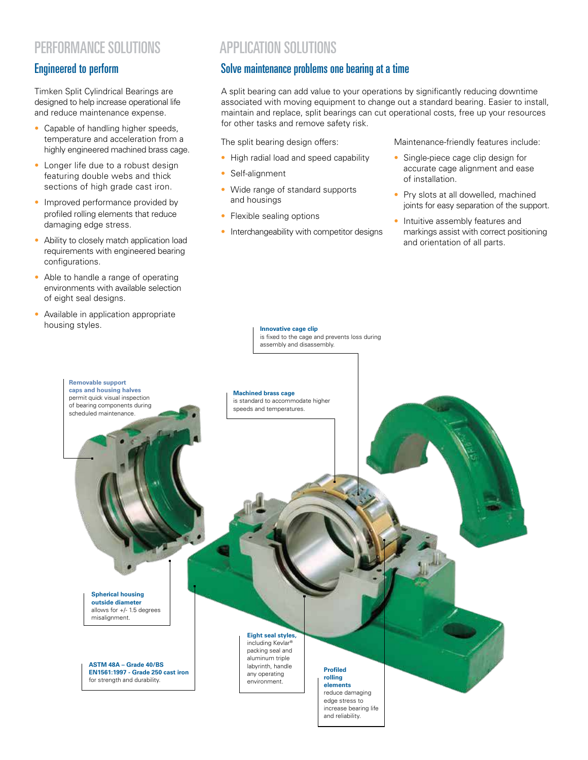# PERFORMANCE SOLUTIONS

## Engineered to perform

Timken Split Cylindrical Bearings are designed to help increase operational life and reduce maintenance expense.

- Capable of handling higher speeds, temperature and acceleration from a highly engineered machined brass cage.
- Longer life due to a robust design featuring double webs and thick sections of high grade cast iron.
- Improved performance provided by profiled rolling elements that reduce damaging edge stress.
- Ability to closely match application load requirements with engineered bearing configurations.
- Able to handle a range of operating environments with available selection of eight seal designs.
- Available in application appropriate housing styles.

# APPLICATION SOLUTIONS

## Solve maintenance problems one bearing at a time

A split bearing can add value to your operations by significantly reducing downtime associated with moving equipment to change out a standard bearing. Easier to install, maintain and replace, split bearings can cut operational costs, free up your resources for other tasks and remove safety risk.

The split bearing design offers:

- High radial load and speed capability
- Self-alignment
- Wide range of standard supports and housings
- Flexible sealing options
- Interchangeability with competitor designs

Maintenance-friendly features include:

- Single-piece cage clip design for accurate cage alignment and ease of installation.
- Pry slots at all dowelled, machined joints for easy separation of the support.
- Intuitive assembly features and markings assist with correct positioning and orientation of all parts.

**Innovative cage clip** is fixed to the cage and prevents loss during assembly and disassembly.

**Removable support caps and housing halves** permit quick visual inspection of bearing components during scheduled maintenance.

**Machined brass cage** is standard to accommodate higher speeds and temperatures.

**Spherical housing outside diameter** allows for +/- 1.5 degrees misalignment.

**Eight seal styles,** including Kevlar® packing seal and aluminum triple labyrinth, handle any operating environment.

**ASTM 48A – Grade 40/BS EN1561:1997 - Grade 250 cast iron** for strength and durability.

**Profiled rolling elements** reduce damaging edge stress to increase bearing life and reliability.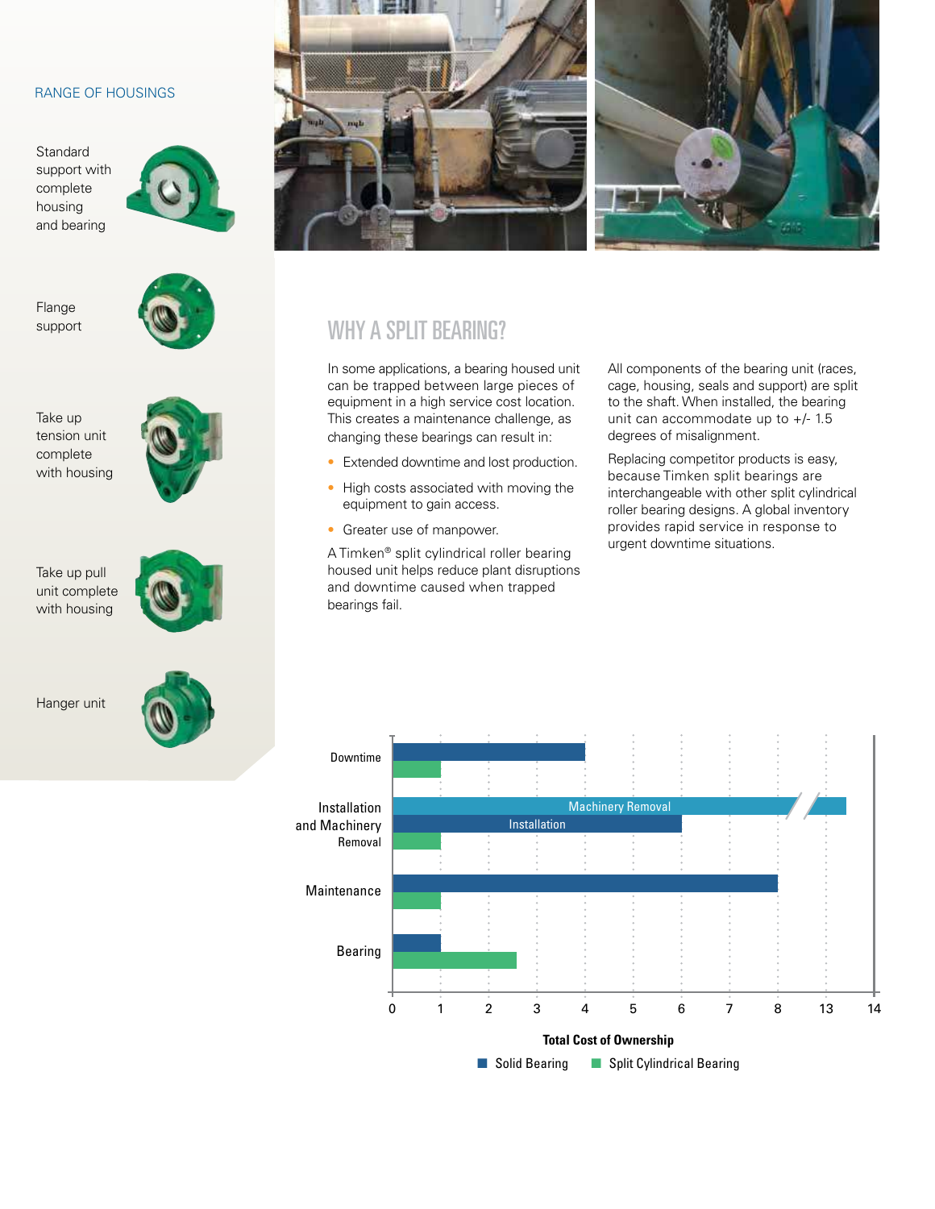RANGE OF HOUSINGS

Standard support with complete housing and bearing

Flange support

Take up tension unit complete with housing

Take up pull unit complete with housing

Hanger unit

## WHY A SPLIT BEARING?

In some applications, a bearing housed unit can be trapped between large pieces of equipment in a high service cost location. This creates a maintenance challenge, as changing these bearings can result in:

- Extended downtime and lost production.
- High costs associated with moving the equipment to gain access.
- Greater use of manpower.

A Timken® split cylindrical roller bearing housed unit helps reduce plant disruptions and downtime caused when trapped bearings fail.

All components of the bearing unit (races, cage, housing, seals and support) are split to the shaft. When installed, the bearing unit can accommodate up to +/- 1.5 degrees of misalignment.

Replacing competitor products is easy, because Timken split bearings are interchangeable with other split cylindrical roller bearing designs. A global inventory provides rapid service in response to urgent downtime situations.

Downtime

Installation and Machinery Removal

Machinery Removal

Installation

Maintenance

Bearing

0 1 2 3 4 5 6 7 8 13 14

Total Cost of Ownership

Solid Bearing    Split Cylindrical Bearing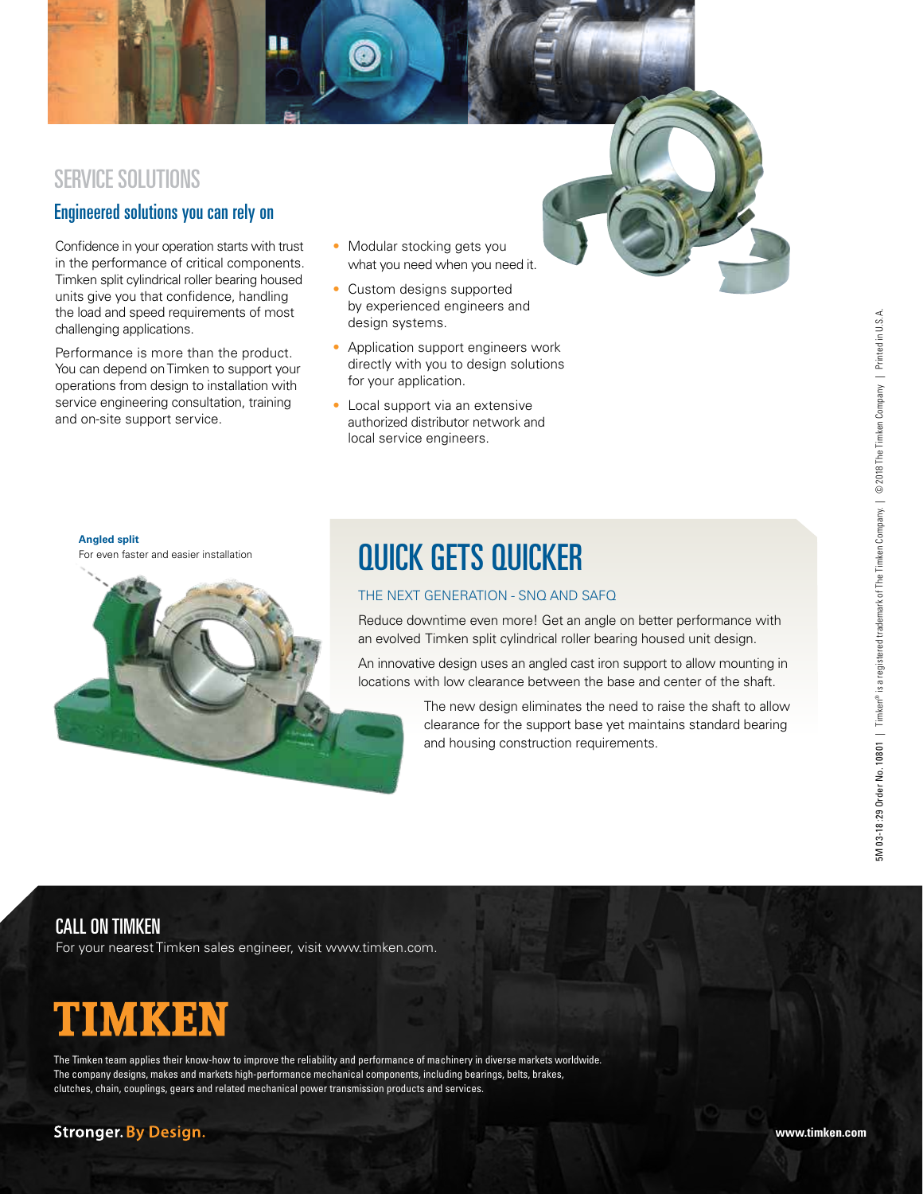## SERVICE SOLUTIONS

### Engineered solutions you can rely on

Confidence in your operation starts with trust in the performance of critical components. Timken split cylindrical roller bearing housed units give you that confidence, handling the load and speed requirements of most challenging applications.

Performance is more than the product. You can depend on Timken to support your operations from design to installation with service engineering consultation, training and on-site support service.

- Modular stocking gets you what you need when you need it.
- Custom designs supported by experienced engineers and design systems.
- Application support engineers work directly with you to design solutions for your application.
- Local support via an extensive authorized distributor network and local service engineers.

**Angled split**
For even faster and easier installation

## QUICK GETS QUICKER

THE NEXT GENERATION - SNQ AND SAFQ

Reduce downtime even more! Get an angle on better performance with an evolved Timken split cylindrical roller bearing housed unit design.

An innovative design uses an angled cast iron support to allow mounting in locations with low clearance between the base and center of the shaft.

The new design eliminates the need to raise the shaft to allow clearance for the support base yet maintains standard bearing and housing construction requirements.

5M 03-18:29 Order No. 10801 | Timken® is a registered trademark of The Timken Company. | © 2018 The Timken Company | Printed in U.S.A.

## CALL ON TIMKEN

For your nearest Timken sales engineer, visit www.timken.com.

TIMKEN

The Timken team applies their know-how to improve the reliability and performance of machinery in diverse markets worldwide. The company designs, makes and markets high-performance mechanical components, including bearings, belts, brakes, clutches, chain, couplings, gears and related mechanical power transmission products and services.

Stronger. By Design.

www.timken.com